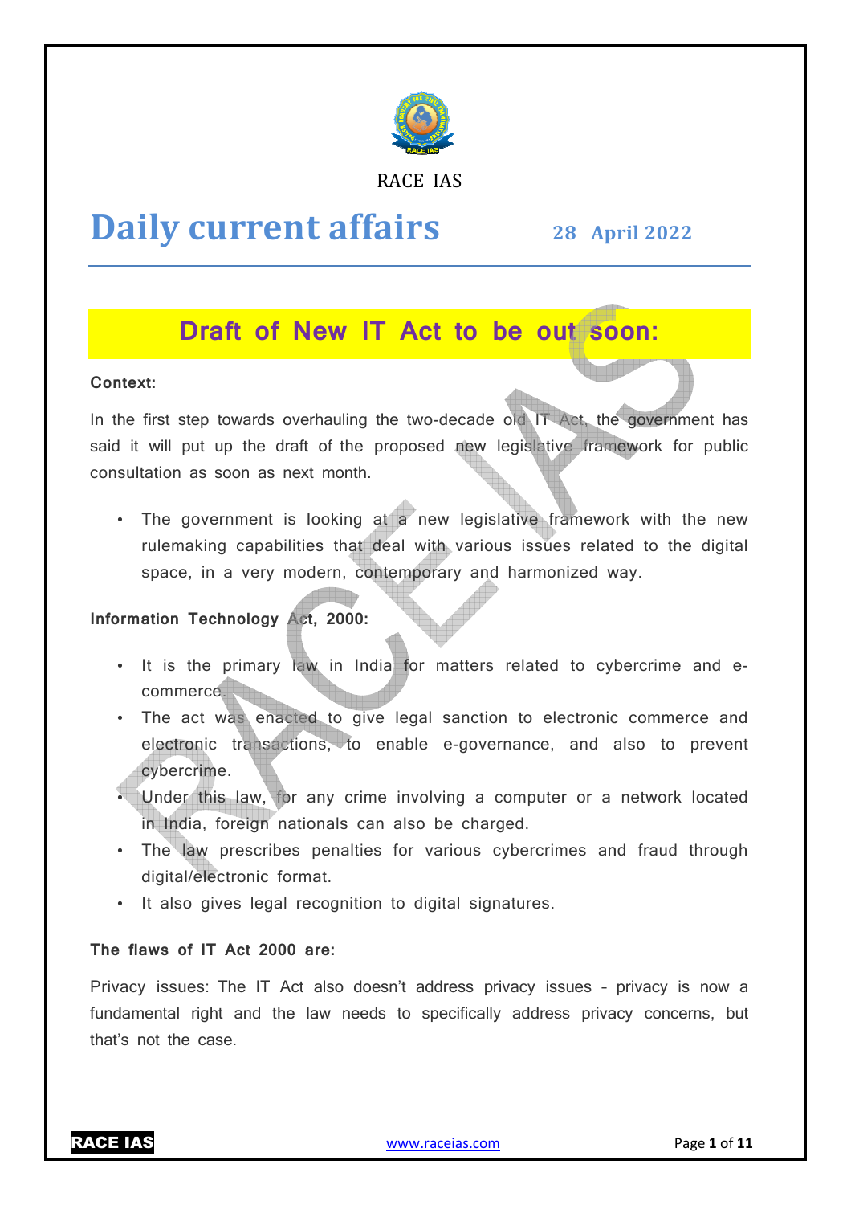RACE IAS

# Daily current affairs

**28 April 2022**

## Draft of New IT Act to be out soon:

**Context:**

In the first step towards overhauling the two-decade old IT Act, the government has said it will put up the draft of the proposed new legislative framework for public consultation as soon as next month.

- The government is looking at a new legislative framework with the new rulemaking capabilities that deal with various issues related to the digital space, in a very modern, contemporary and harmonized way.

**Information Technology Act, 2000:**

- It is the primary law in India for matters related to cybercrime and e-commerce.
- The act was enacted to give legal sanction to electronic commerce and electronic transactions, to enable e-governance, and also to prevent cybercrime.
- Under this law, for any crime involving a computer or a network located in India, foreign nationals can also be charged.
- The law prescribes penalties for various cybercrimes and fraud through digital/electronic format.
- It also gives legal recognition to digital signatures.

**The flaws of IT Act 2000 are:**

Privacy issues: The IT Act also doesn't address privacy issues - privacy is now a fundamental right and the law needs to specifically address privacy concerns, but that's not the case.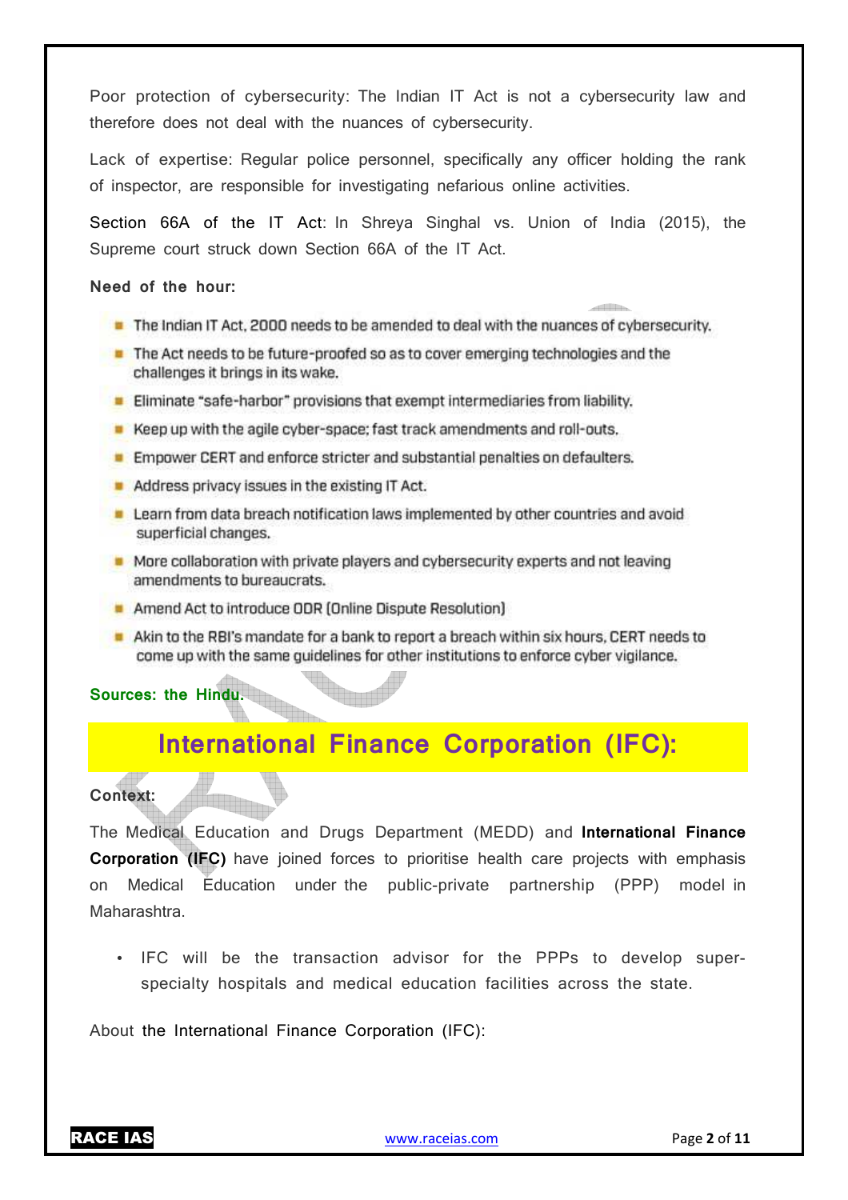Poor protection of cybersecurity: The Indian IT Act is not a cybersecurity law and therefore does not deal with the nuances of cybersecurity.

Lack of expertise: Regular police personnel, specifically any officer holding the rank of inspector, are responsible for investigating nefarious online activities.

Section 66A of the IT Act: In Shreya Singhal vs. Union of India (2015), the Supreme court struck down Section 66A of the IT Act.

**Need of the hour:**

- The Indian IT Act, 2000 needs to be amended to deal with the nuances of cybersecurity.
- The Act needs to be future-proofed so as to cover emerging technologies and the challenges it brings in its wake.
- Eliminate "safe-harbor" provisions that exempt intermediaries from liability.
- Keep up with the agile cyber-space; fast track amendments and roll-outs.
- Empower CERT and enforce stricter and substantial penalties on defaulters.
- Address privacy issues in the existing IT Act.
- Learn from data breach notification laws implemented by other countries and avoid superficial changes.
- More collaboration with private players and cybersecurity experts and not leaving amendments to bureaucrats.
- Amend Act to introduce ODR (Online Dispute Resolution)
- Akin to the RBI's mandate for a bank to report a breach within six hours, CERT needs to come up with the same guidelines for other institutions to enforce cyber vigilance.

**Sources: the Hindu.**

# International Finance Corporation (IFC):

**Context:**

The Medical Education and Drugs Department (MEDD) and **International Finance Corporation (IFC)** have joined forces to prioritise health care projects with emphasis on Medical Education under the public-private partnership (PPP) model in Maharashtra.

- IFC will be the transaction advisor for the PPPs to develop super-specialty hospitals and medical education facilities across the state.

About the International Finance Corporation (IFC):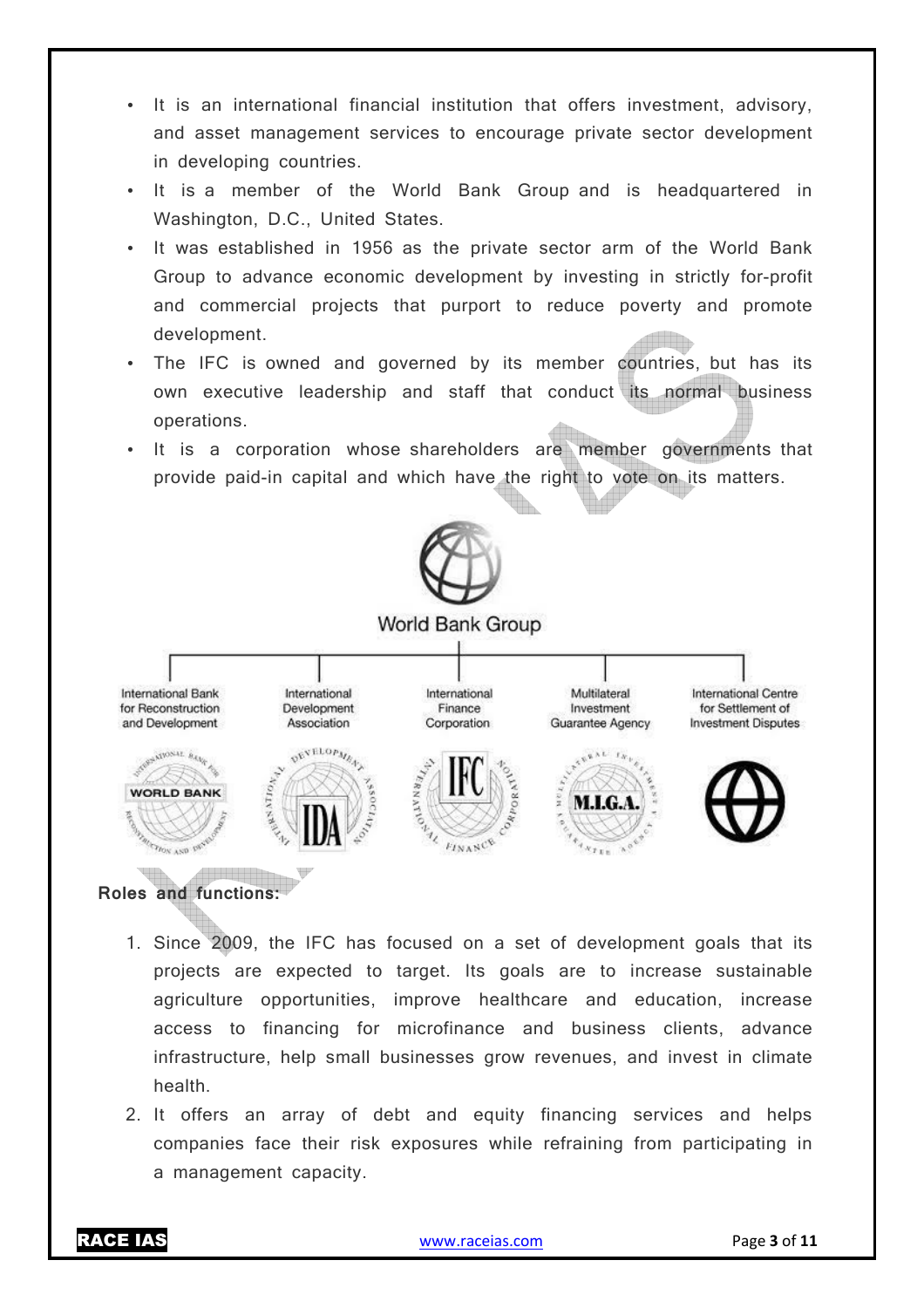- It is an international financial institution that offers investment, advisory, and asset management services to encourage private sector development in developing countries.
- It is a member of the World Bank Group and is headquartered in Washington, D.C., United States.
- It was established in 1956 as the private sector arm of the World Bank Group to advance economic development by investing in strictly for-profit and commercial projects that purport to reduce poverty and promote development.
- The IFC is owned and governed by its member countries, but has its own executive leadership and staff that conduct its normal business operations.
- It is a corporation whose shareholders are member governments that provide paid-in capital and which have the right to vote on its matters.

World Bank Group

International Bank for Reconstruction and Development | International Development Association | International Finance Corporation | Multilateral Investment Guarantee Agency | International Centre for Settlement of Investment Disputes

**Roles and functions:**

1. Since 2009, the IFC has focused on a set of development goals that its projects are expected to target. Its goals are to increase sustainable agriculture opportunities, improve healthcare and education, increase access to financing for microfinance and business clients, advance infrastructure, help small businesses grow revenues, and invest in climate health.
2. It offers an array of debt and equity financing services and helps companies face their risk exposures while refraining from participating in a management capacity.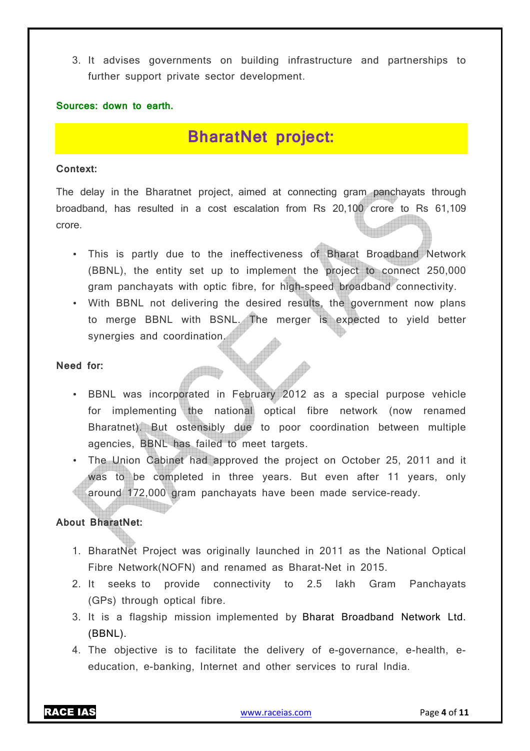3. It advises governments on building infrastructure and partnerships to further support private sector development.

**Sources: down to earth.**

## BharatNet project:

**Context:**

The delay in the Bharatnet project, aimed at connecting gram panchayats through broadband, has resulted in a cost escalation from Rs 20,100 crore to Rs 61,109 crore.

- This is partly due to the ineffectiveness of Bharat Broadband Network (BBNL), the entity set up to implement the project to connect 250,000 gram panchayats with optic fibre, for high-speed broadband connectivity.
- With BBNL not delivering the desired results, the government now plans to merge BBNL with BSNL. The merger is expected to yield better synergies and coordination.

**Need for:**

- BBNL was incorporated in February 2012 as a special purpose vehicle for implementing the national optical fibre network (now renamed Bharatnet). But ostensibly due to poor coordination between multiple agencies, BBNL has failed to meet targets.
- The Union Cabinet had approved the project on October 25, 2011 and it was to be completed in three years. But even after 11 years, only around 172,000 gram panchayats have been made service-ready.

**About BharatNet:**

1. BharatNet Project was originally launched in 2011 as the National Optical Fibre Network(NOFN) and renamed as Bharat-Net in 2015.
2. It seeks to provide connectivity to 2.5 lakh Gram Panchayats (GPs) through optical fibre.
3. It is a flagship mission implemented by Bharat Broadband Network Ltd. (BBNL).
4. The objective is to facilitate the delivery of e-governance, e-health, e-education, e-banking, Internet and other services to rural India.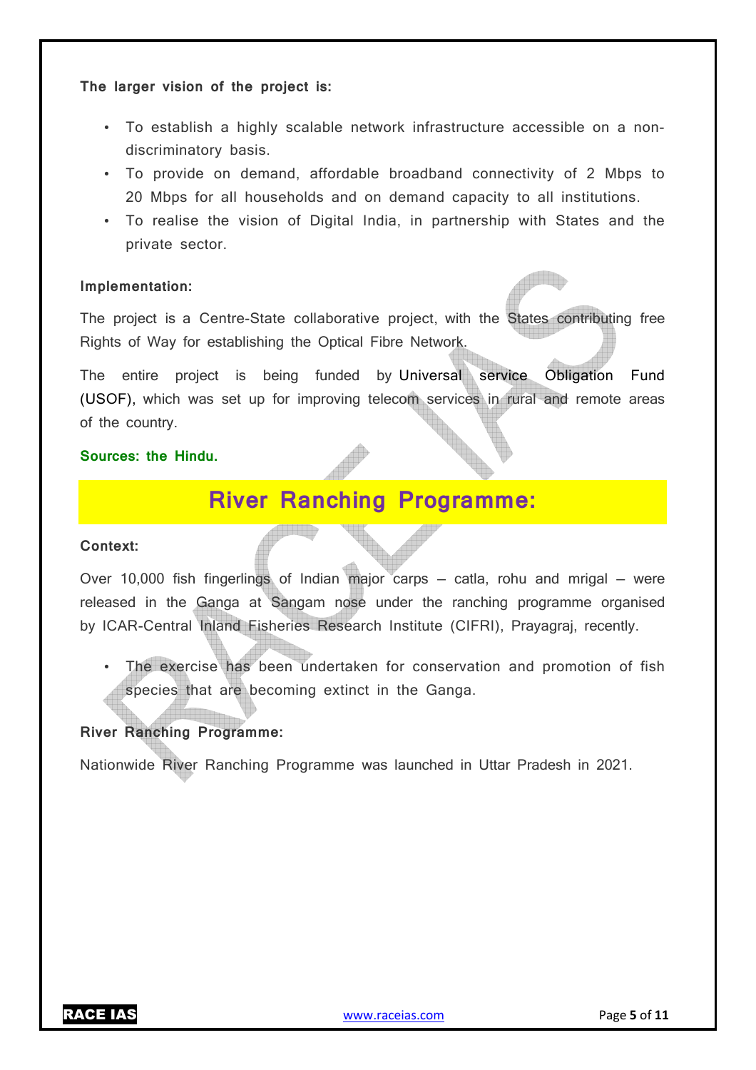**The larger vision of the project is:**

- To establish a highly scalable network infrastructure accessible on a non-discriminatory basis.
- To provide on demand, affordable broadband connectivity of 2 Mbps to 20 Mbps for all households and on demand capacity to all institutions.
- To realise the vision of Digital India, in partnership with States and the private sector.

**Implementation:**

The project is a Centre-State collaborative project, with the States contributing free Rights of Way for establishing the Optical Fibre Network.

The entire project is being funded by Universal service Obligation Fund (USOF), which was set up for improving telecom services in rural and remote areas of the country.

**Sources: the Hindu.**

## River Ranching Programme:

**Context:**

Over 10,000 fish fingerlings of Indian major carps – catla, rohu and mrigal – were released in the Ganga at Sangam nose under the ranching programme organised by ICAR-Central Inland Fisheries Research Institute (CIFRI), Prayagraj, recently.

- The exercise has been undertaken for conservation and promotion of fish species that are becoming extinct in the Ganga.

**River Ranching Programme:**

Nationwide River Ranching Programme was launched in Uttar Pradesh in 2021.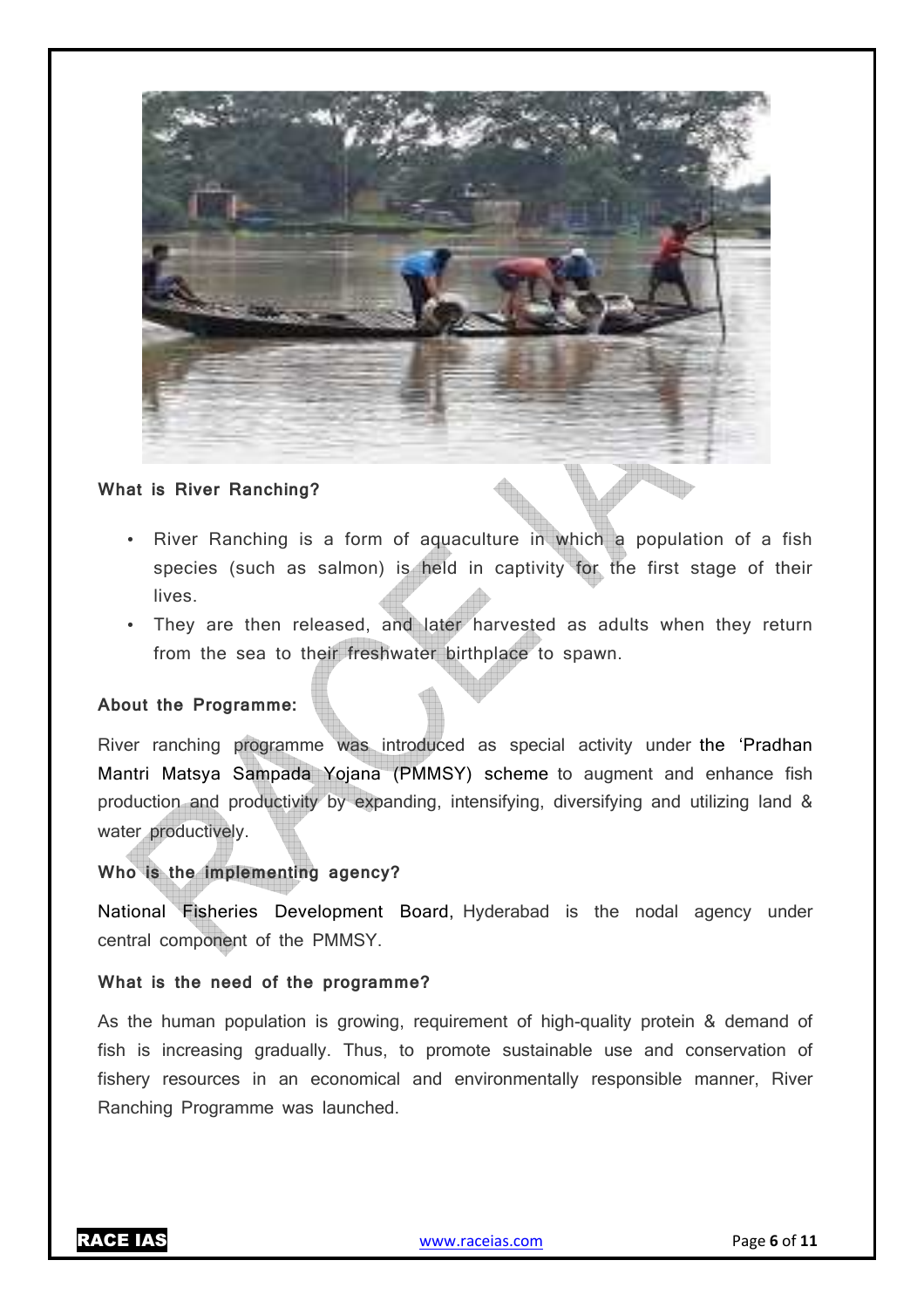**What is River Ranching?**

- River Ranching is a form of aquaculture in which a population of a fish species (such as salmon) is held in captivity for the first stage of their lives.
- They are then released, and later harvested as adults when they return from the sea to their freshwater birthplace to spawn.

**About the Programme:**

River ranching programme was introduced as special activity under the 'Pradhan Mantri Matsya Sampada Yojana (PMMSY) scheme to augment and enhance fish production and productivity by expanding, intensifying, diversifying and utilizing land & water productively.

**Who is the implementing agency?**

National Fisheries Development Board, Hyderabad is the nodal agency under central component of the PMMSY.

**What is the need of the programme?**

As the human population is growing, requirement of high-quality protein & demand of fish is increasing gradually. Thus, to promote sustainable use and conservation of fishery resources in an economical and environmentally responsible manner, River Ranching Programme was launched.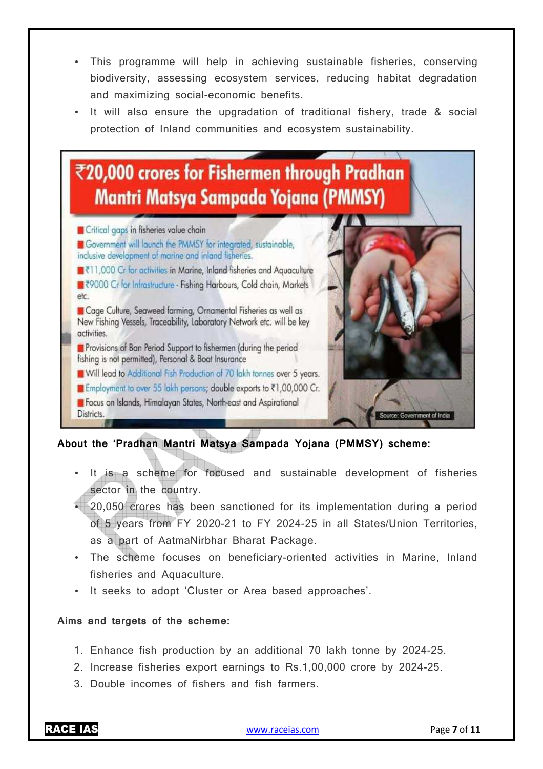- This programme will help in achieving sustainable fisheries, conserving biodiversity, assessing ecosystem services, reducing habitat degradation and maximizing social-economic benefits.
- It will also ensure the upgradation of traditional fishery, trade & social protection of Inland communities and ecosystem sustainability.

**₹20,000 crores for Fishermen through Pradhan Mantri Matsya Sampada Yojana (PMMSY)**

- Critical gaps in fisheries value chain
- Government will launch the PMMSY for integrated, sustainable, inclusive development of marine and inland fisheries.
- ₹11,000 Cr for activities in Marine, Inland fisheries and Aquaculture
- ₹9000 Cr for Infrastructure - Fishing Harbours, Cold chain, Markets etc.
- Cage Culture, Seaweed farming, Ornamental Fisheries as well as New Fishing Vessels, Traceability, Laboratory Network etc. will be key activities.
- Provisions of Ban Period Support to fishermen (during the period fishing is not permitted), Personal & Boat Insurance
- Will lead to Additional Fish Production of 70 lakh tonnes over 5 years.
- Employment to over 55 lakh persons; double exports to ₹1,00,000 Cr.
- Focus on Islands, Himalayan States, North-east and Aspirational Districts.

Source: Government of India

**About the 'Pradhan Mantri Matsya Sampada Yojana (PMMSY) scheme:**

- It is a scheme for focused and sustainable development of fisheries sector in the country.
- 20,050 crores has been sanctioned for its implementation during a period of 5 years from FY 2020-21 to FY 2024-25 in all States/Union Territories, as a part of AatmaNirbhar Bharat Package.
- The scheme focuses on beneficiary-oriented activities in Marine, Inland fisheries and Aquaculture.
- It seeks to adopt 'Cluster or Area based approaches'.

**Aims and targets of the scheme:**

1. Enhance fish production by an additional 70 lakh tonne by 2024-25.
2. Increase fisheries export earnings to Rs.1,00,000 crore by 2024-25.
3. Double incomes of fishers and fish farmers.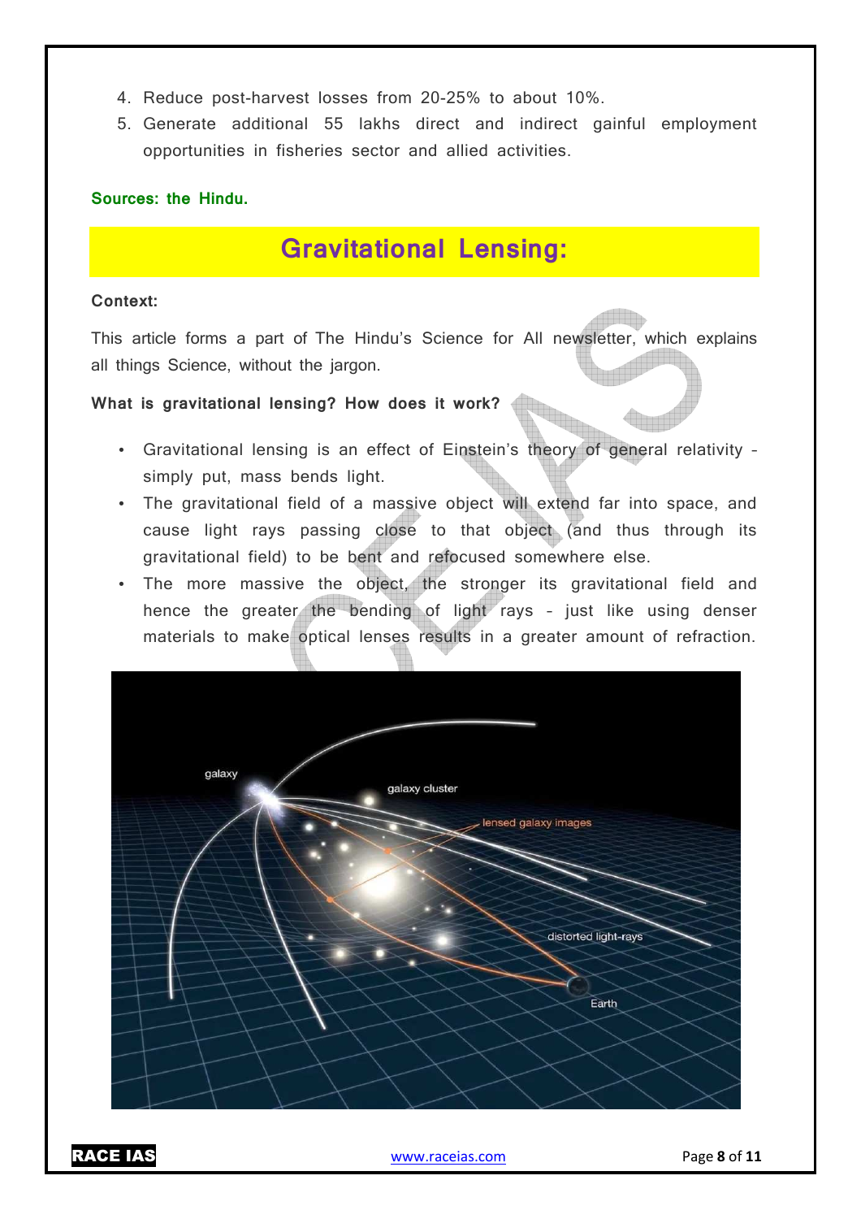4. Reduce post-harvest losses from 20-25% to about 10%.
5. Generate additional 55 lakhs direct and indirect gainful employment opportunities in fisheries sector and allied activities.

**Sources: the Hindu.**

## Gravitational Lensing:

**Context:**

This article forms a part of The Hindu's Science for All newsletter, which explains all things Science, without the jargon.

**What is gravitational lensing? How does it work?**

- Gravitational lensing is an effect of Einstein's theory of general relativity – simply put, mass bends light.
- The gravitational field of a massive object will extend far into space, and cause light rays passing close to that object (and thus through its gravitational field) to be bent and refocused somewhere else.
- The more massive the object, the stronger its gravitational field and hence the greater the bending of light rays – just like using denser materials to make optical lenses results in a greater amount of refraction.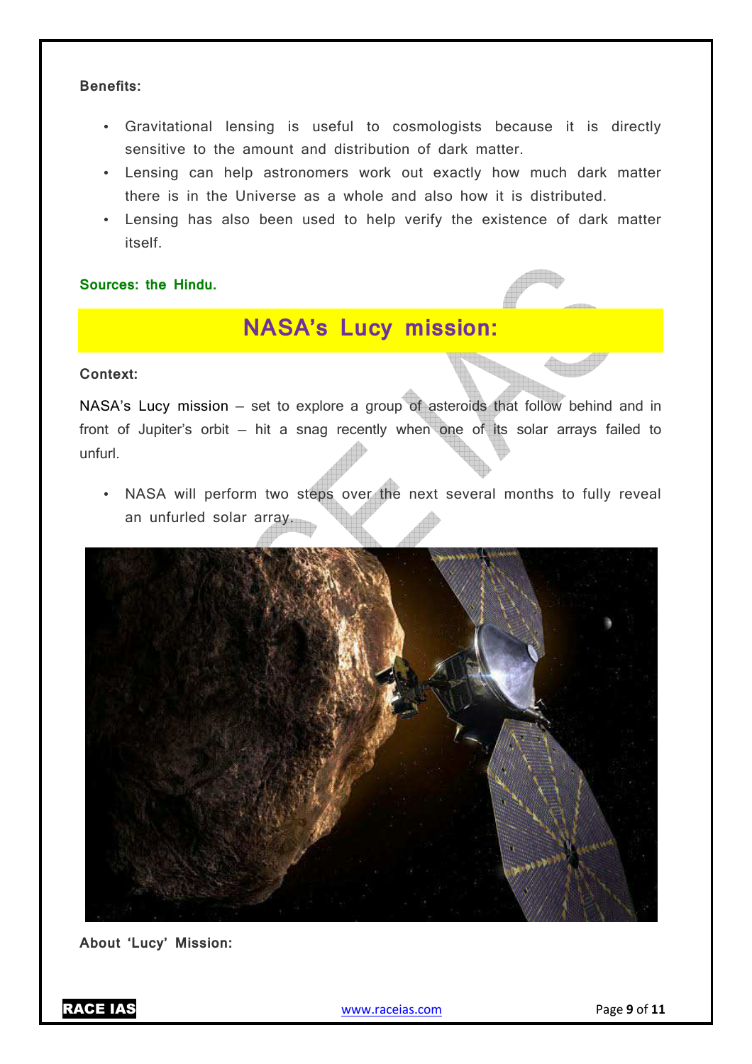**Benefits:**

- Gravitational lensing is useful to cosmologists because it is directly sensitive to the amount and distribution of dark matter.
- Lensing can help astronomers work out exactly how much dark matter there is in the Universe as a whole and also how it is distributed.
- Lensing has also been used to help verify the existence of dark matter itself.

**Sources: the Hindu.**

## NASA's Lucy mission:

**Context:**

NASA's Lucy mission – set to explore a group of asteroids that follow behind and in front of Jupiter's orbit – hit a snag recently when one of its solar arrays failed to unfurl.

- NASA will perform two steps over the next several months to fully reveal an unfurled solar array.

**About 'Lucy' Mission:**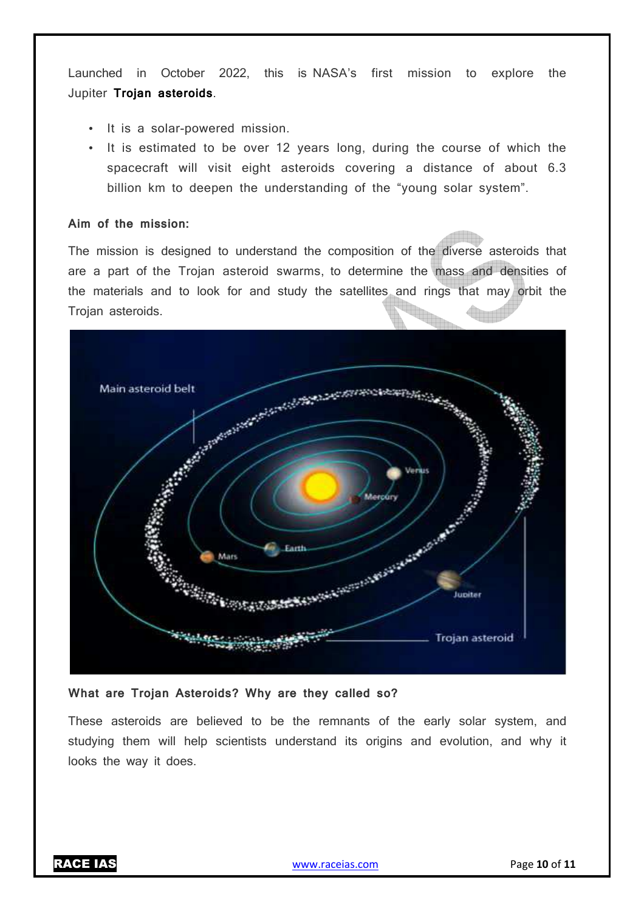Launched in October 2022, this is NASA's first mission to explore the Jupiter **Trojan asteroids**.

- It is a solar-powered mission.
- It is estimated to be over 12 years long, during the course of which the spacecraft will visit eight asteroids covering a distance of about 6.3 billion km to deepen the understanding of the "young solar system".

**Aim of the mission:**

The mission is designed to understand the composition of the diverse asteroids that are a part of the Trojan asteroid swarms, to determine the mass and densities of the materials and to look for and study the satellites and rings that may orbit the Trojan asteroids.

**What are Trojan Asteroids? Why are they called so?**

These asteroids are believed to be the remnants of the early solar system, and studying them will help scientists understand its origins and evolution, and why it looks the way it does.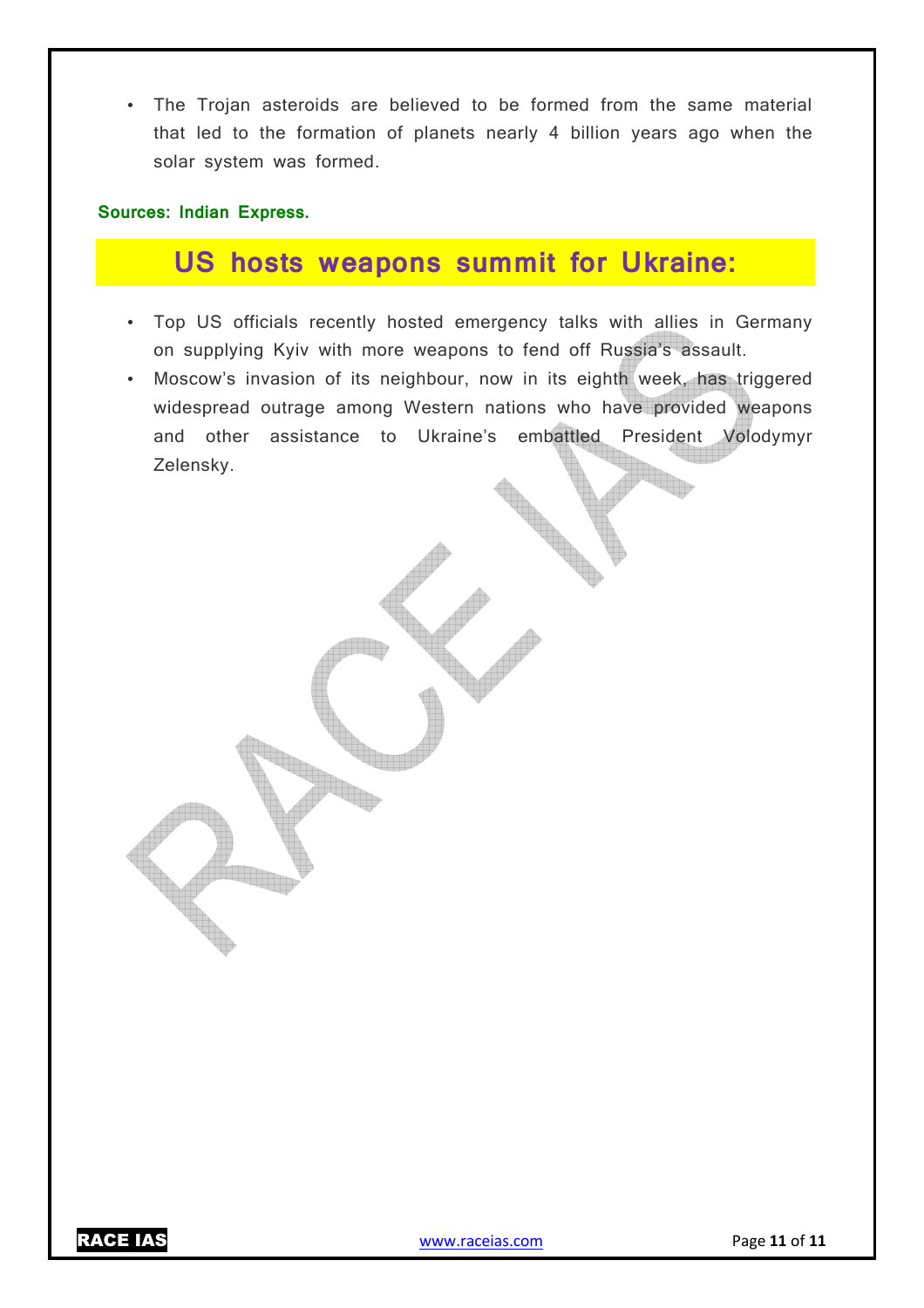- The Trojan asteroids are believed to be formed from the same material that led to the formation of planets nearly 4 billion years ago when the solar system was formed.

**Sources: Indian Express.**

## US hosts weapons summit for Ukraine:

- Top US officials recently hosted emergency talks with allies in Germany on supplying Kyiv with more weapons to fend off Russia's assault.
- Moscow's invasion of its neighbour, now in its eighth week, has triggered widespread outrage among Western nations who have provided weapons and other assistance to Ukraine's embattled President Volodymyr Zelensky.